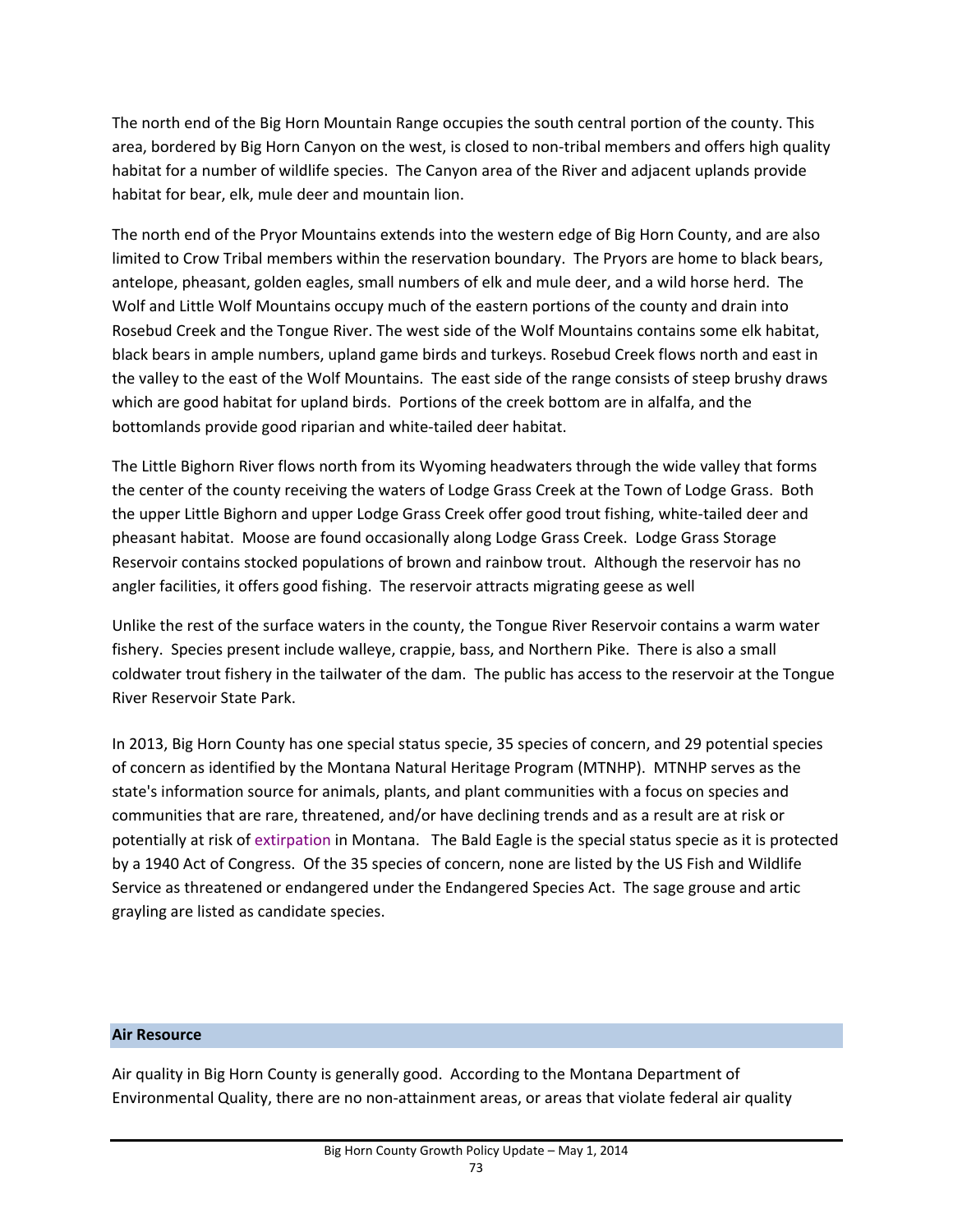The north end of the Big Horn Mountain Range occupies the south central portion of the county. This area, bordered by Big Horn Canyon on the west, is closed to non-tribal members and offers high quality habitat for a number of wildlife species. The Canyon area of the River and adjacent uplands provide habitat for bear, elk, mule deer and mountain lion.

The north end of the Pryor Mountains extends into the western edge of Big Horn County, and are also limited to Crow Tribal members within the reservation boundary. The Pryors are home to black bears, antelope, pheasant, golden eagles, small numbers of elk and mule deer, and a wild horse herd. The Wolf and Little Wolf Mountains occupy much of the eastern portions of the county and drain into Rosebud Creek and the Tongue River. The west side of the Wolf Mountains contains some elk habitat, black bears in ample numbers, upland game birds and turkeys. Rosebud Creek flows north and east in the valley to the east of the Wolf Mountains. The east side of the range consists of steep brushy draws which are good habitat for upland birds. Portions of the creek bottom are in alfalfa, and the bottomlands provide good riparian and white-tailed deer habitat.

The Little Bighorn River flows north from its Wyoming headwaters through the wide valley that forms the center of the county receiving the waters of Lodge Grass Creek at the Town of Lodge Grass. Both the upper Little Bighorn and upper Lodge Grass Creek offer good trout fishing, white-tailed deer and pheasant habitat. Moose are found occasionally along Lodge Grass Creek. Lodge Grass Storage Reservoir contains stocked populations of brown and rainbow trout. Although the reservoir has no angler facilities, it offers good fishing. The reservoir attracts migrating geese as well

Unlike the rest of the surface waters in the county, the Tongue River Reservoir contains a warm water fishery. Species present include walleye, crappie, bass, and Northern Pike. There is also a small coldwater trout fishery in the tailwater of the dam. The public has access to the reservoir at the Tongue River Reservoir State Park.

In 2013, Big Horn County has one special status specie, 35 species of concern, and 29 potential species of concern as identified by the Montana Natural Heritage Program (MTNHP). MTNHP serves as the state's information source for animals, plants, and plant communities with a focus on species and communities that are rare, threatened, and/or have declining trends and as a result are at risk or potentially at risk of extirpation in Montana. The Bald Eagle is the special status specie as it is protected by a 1940 Act of Congress. Of the 35 species of concern, none are listed by the US Fish and Wildlife Service as threatened or endangered under the Endangered Species Act. The sage grouse and artic grayling are listed as candidate species.

## Air Resource

Air quality in Big Horn County is generally good. According to the Montana Department of Environmental Quality, there are no non-attainment areas, or areas that violate federal air quality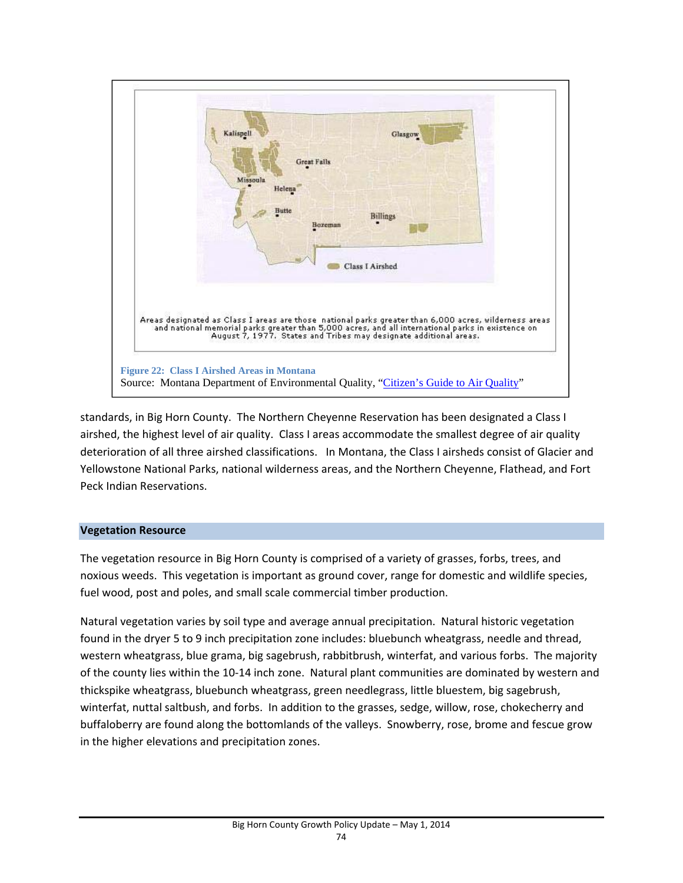Areas designated as Class I areas are those national parks greater than 6,000 acres, wilderness areas and national memorial parks greater than 5,000 acres, and all international parks in existence on August 7, 1977. States and Tribes may designate additional areas.

**Figure 22: Class I Airshed Areas in Montana**
Source: Montana Department of Environmental Quality, "Citizen's Guide to Air Quality"

standards, in Big Horn County. The Northern Cheyenne Reservation has been designated a Class I airshed, the highest level of air quality. Class I areas accommodate the smallest degree of air quality deterioration of all three airshed classifications. In Montana, the Class I airsheds consist of Glacier and Yellowstone National Parks, national wilderness areas, and the Northern Cheyenne, Flathead, and Fort Peck Indian Reservations.

## Vegetation Resource

The vegetation resource in Big Horn County is comprised of a variety of grasses, forbs, trees, and noxious weeds. This vegetation is important as ground cover, range for domestic and wildlife species, fuel wood, post and poles, and small scale commercial timber production.

Natural vegetation varies by soil type and average annual precipitation. Natural historic vegetation found in the dryer 5 to 9 inch precipitation zone includes: bluebunch wheatgrass, needle and thread, western wheatgrass, blue grama, big sagebrush, rabbitbrush, winterfat, and various forbs. The majority of the county lies within the 10-14 inch zone. Natural plant communities are dominated by western and thickspike wheatgrass, bluebunch wheatgrass, green needlegrass, little bluestem, big sagebrush, winterfat, nuttal saltbush, and forbs. In addition to the grasses, sedge, willow, rose, chokecherry and buffaloberry are found along the bottomlands of the valleys. Snowberry, rose, brome and fescue grow in the higher elevations and precipitation zones.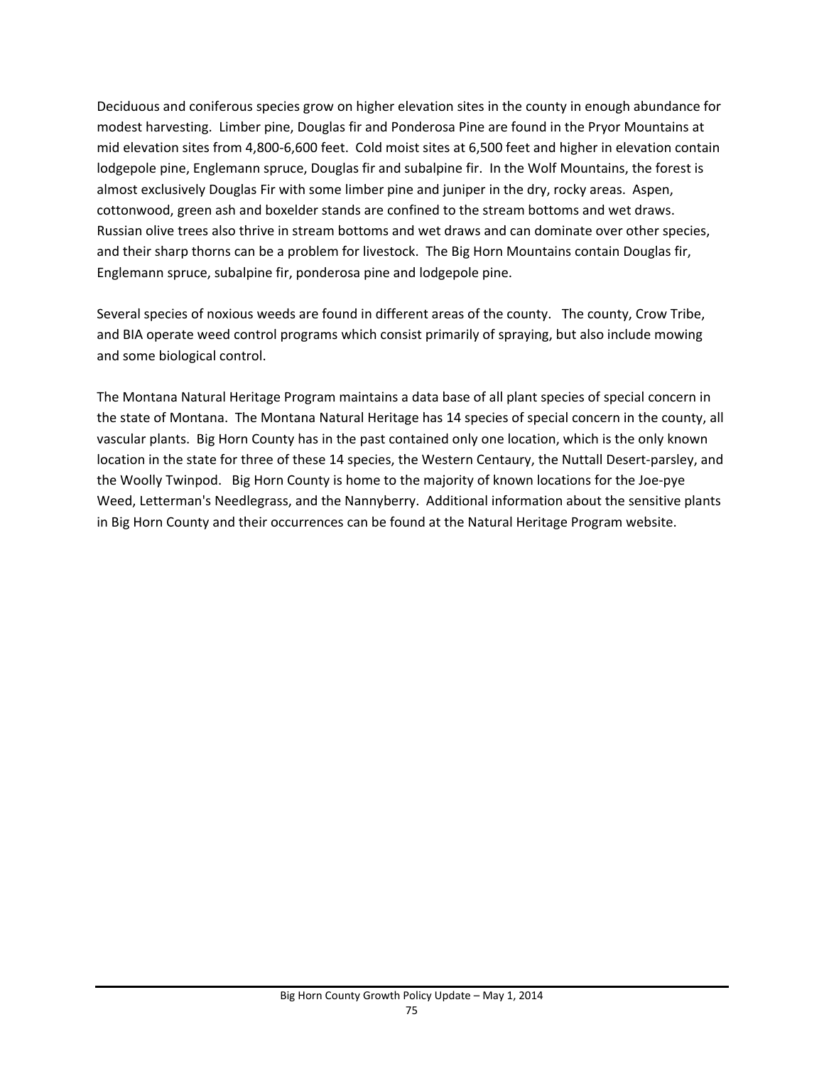Deciduous and coniferous species grow on higher elevation sites in the county in enough abundance for modest harvesting. Limber pine, Douglas fir and Ponderosa Pine are found in the Pryor Mountains at mid elevation sites from 4,800-6,600 feet. Cold moist sites at 6,500 feet and higher in elevation contain lodgepole pine, Englemann spruce, Douglas fir and subalpine fir. In the Wolf Mountains, the forest is almost exclusively Douglas Fir with some limber pine and juniper in the dry, rocky areas. Aspen, cottonwood, green ash and boxelder stands are confined to the stream bottoms and wet draws. Russian olive trees also thrive in stream bottoms and wet draws and can dominate over other species, and their sharp thorns can be a problem for livestock. The Big Horn Mountains contain Douglas fir, Englemann spruce, subalpine fir, ponderosa pine and lodgepole pine.

Several species of noxious weeds are found in different areas of the county. The county, Crow Tribe, and BIA operate weed control programs which consist primarily of spraying, but also include mowing and some biological control.

The Montana Natural Heritage Program maintains a data base of all plant species of special concern in the state of Montana. The Montana Natural Heritage has 14 species of special concern in the county, all vascular plants. Big Horn County has in the past contained only one location, which is the only known location in the state for three of these 14 species, the Western Centaury, the Nuttall Desert-parsley, and the Woolly Twinpod. Big Horn County is home to the majority of known locations for the Joe-pye Weed, Letterman's Needlegrass, and the Nannyberry. Additional information about the sensitive plants in Big Horn County and their occurrences can be found at the Natural Heritage Program website.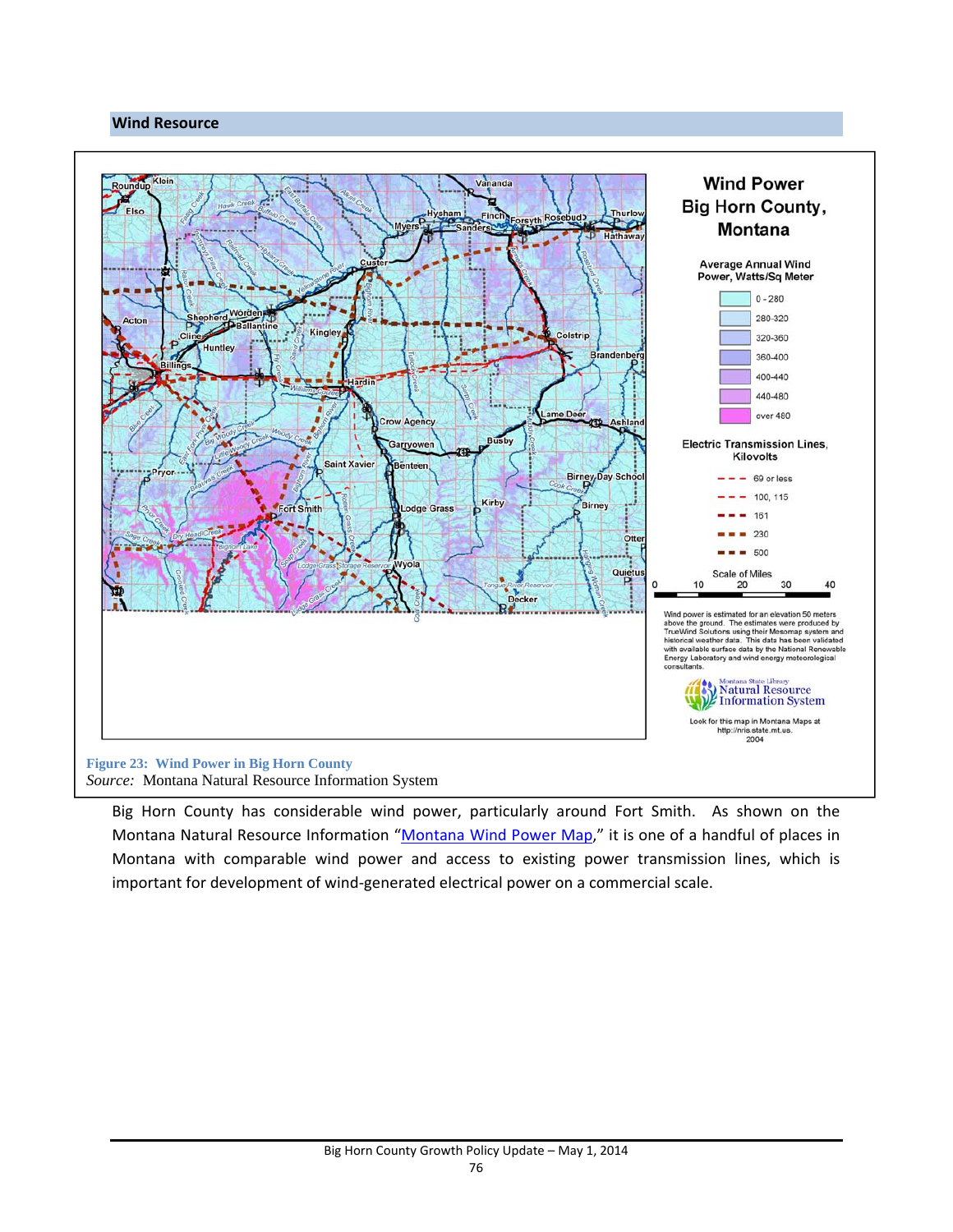## Wind Resource

**Figure 23: Wind Power in Big Horn County**
*Source:* Montana Natural Resource Information System

Big Horn County has considerable wind power, particularly around Fort Smith. As shown on the Montana Natural Resource Information "Montana Wind Power Map," it is one of a handful of places in Montana with comparable wind power and access to existing power transmission lines, which is important for development of wind-generated electrical power on a commercial scale.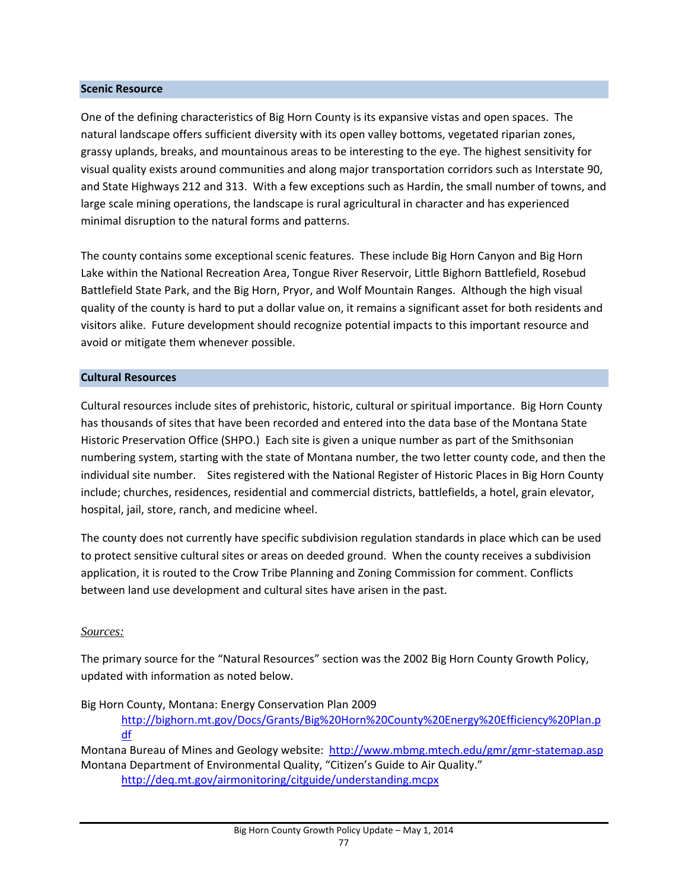### Scenic Resource

One of the defining characteristics of Big Horn County is its expansive vistas and open spaces. The natural landscape offers sufficient diversity with its open valley bottoms, vegetated riparian zones, grassy uplands, breaks, and mountainous areas to be interesting to the eye. The highest sensitivity for visual quality exists around communities and along major transportation corridors such as Interstate 90, and State Highways 212 and 313. With a few exceptions such as Hardin, the small number of towns, and large scale mining operations, the landscape is rural agricultural in character and has experienced minimal disruption to the natural forms and patterns.

The county contains some exceptional scenic features. These include Big Horn Canyon and Big Horn Lake within the National Recreation Area, Tongue River Reservoir, Little Bighorn Battlefield, Rosebud Battlefield State Park, and the Big Horn, Pryor, and Wolf Mountain Ranges. Although the high visual quality of the county is hard to put a dollar value on, it remains a significant asset for both residents and visitors alike. Future development should recognize potential impacts to this important resource and avoid or mitigate them whenever possible.

### Cultural Resources

Cultural resources include sites of prehistoric, historic, cultural or spiritual importance. Big Horn County has thousands of sites that have been recorded and entered into the data base of the Montana State Historic Preservation Office (SHPO.) Each site is given a unique number as part of the Smithsonian numbering system, starting with the state of Montana number, the two letter county code, and then the individual site number. Sites registered with the National Register of Historic Places in Big Horn County include; churches, residences, residential and commercial districts, battlefields, a hotel, grain elevator, hospital, jail, store, ranch, and medicine wheel.

The county does not currently have specific subdivision regulation standards in place which can be used to protect sensitive cultural sites or areas on deeded ground. When the county receives a subdivision application, it is routed to the Crow Tribe Planning and Zoning Commission for comment. Conflicts between land use development and cultural sites have arisen in the past.

*Sources:*

The primary source for the "Natural Resources" section was the 2002 Big Horn County Growth Policy, updated with information as noted below.

Big Horn County, Montana: Energy Conservation Plan 2009
    http://bighorn.mt.gov/Docs/Grants/Big%20Horn%20County%20Energy%20Efficiency%20Plan.pdf
Montana Bureau of Mines and Geology website: http://www.mbmg.mtech.edu/gmr/gmr-statemap.asp
Montana Department of Environmental Quality, "Citizen's Guide to Air Quality."
    http://deq.mt.gov/airmonitoring/citguide/understanding.mcpx